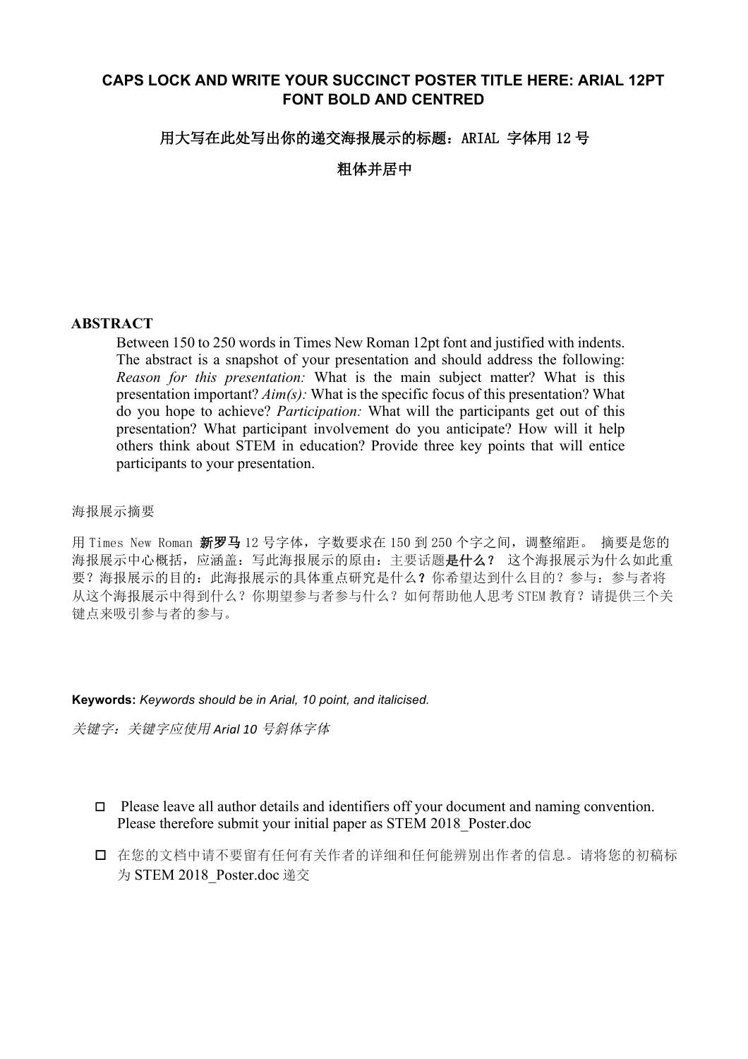**CAPS LOCK AND WRITE YOUR SUCCINCT POSTER TITLE HERE: ARIAL 12PT FONT BOLD AND CENTRED**

**用大写在此处写出你的递交海报展示的标题：ARIAL 字体用 12 号**

**粗体并居中**

## ABSTRACT

Between 150 to 250 words in Times New Roman 12pt font and justified with indents. The abstract is a snapshot of your presentation and should address the following: *Reason for this presentation:* What is the main subject matter? What is this presentation important? *Aim(s):* What is the specific focus of this presentation? What do you hope to achieve? *Participation:* What will the participants get out of this presentation? What participant involvement do you anticipate? How will it help others think about STEM in education? Provide three key points that will entice participants to your presentation.

海报展示摘要

用 Times New Roman **新罗马** 12 号字体，字数要求在 150 到 250 个字之间，调整缩距。 摘要是您的海报展示中心概括，应涵盖：写此海报展示的原由：主要话题**是什么？** 这个海报展示为什么如此重要？海报展示的目的：此海报展示的具体重点研究是什么**？**你希望达到什么目的？参与：参与者将从这个海报展示中得到什么？你期望参与者参与什么？如何帮助他人思考 STEM 教育？请提供三个关键点来吸引参与者的参与。

**Keywords:** *Keywords should be in Arial, 10 point, and italicised.*

*关键字：关键字应使用 Arial 10 号斜体字体*

- ☐ Please leave all author details and identifiers off your document and naming convention. Please therefore submit your initial paper as STEM 2018_Poster.doc
- ☐ 在您的文档中请不要留有任何有关作者的详细和任何能辨别出作者的信息。请将您的初稿标为 STEM 2018_Poster.doc 递交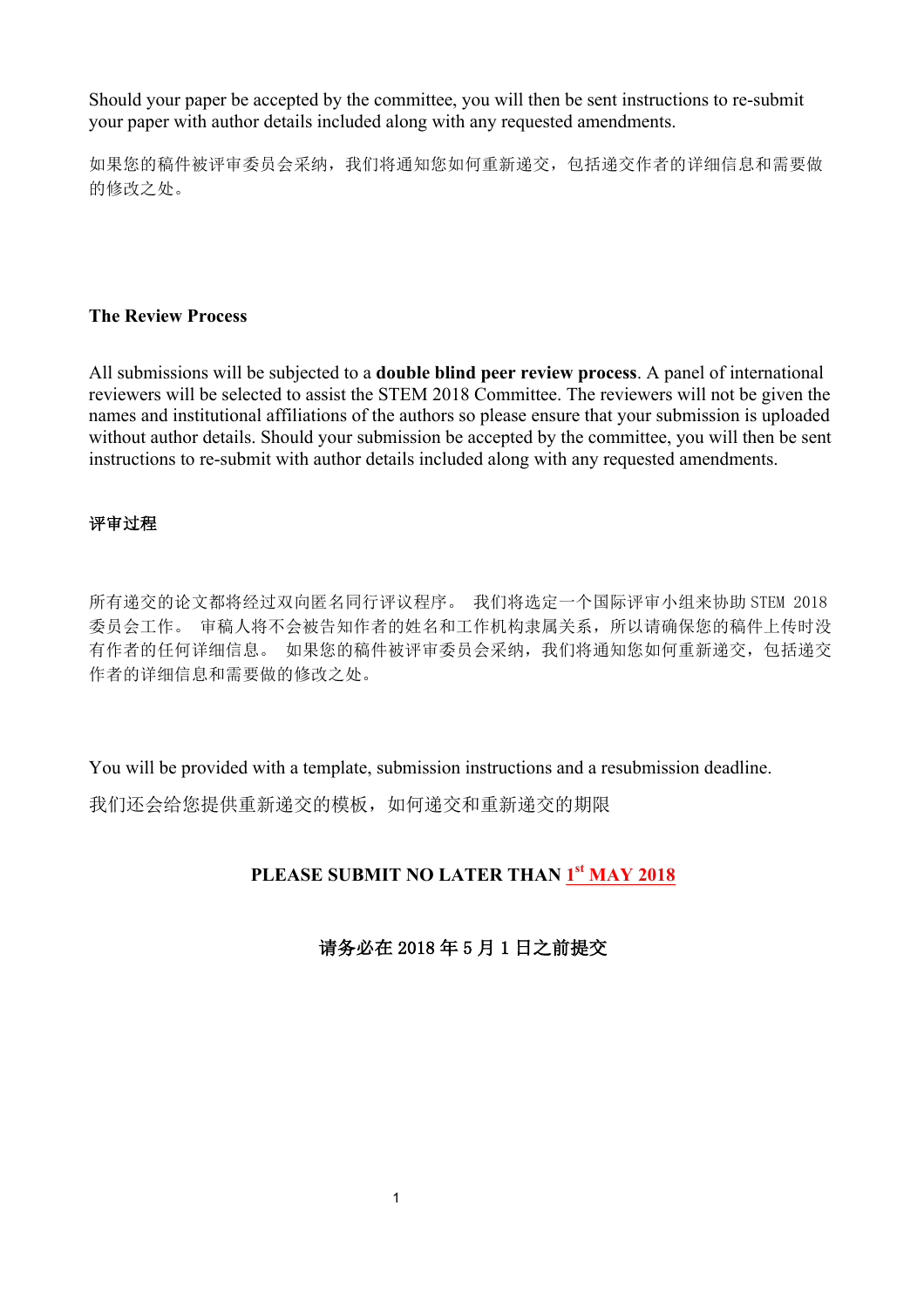Should your paper be accepted by the committee, you will then be sent instructions to re-submit your paper with author details included along with any requested amendments.

如果您的稿件被评审委员会采纳，我们将通知您如何重新递交，包括递交作者的详细信息和需要做的修改之处。

### The Review Process

All submissions will be subjected to a **double blind peer review process**. A panel of international reviewers will be selected to assist the STEM 2018 Committee. The reviewers will not be given the names and institutional affiliations of the authors so please ensure that your submission is uploaded without author details. Should your submission be accepted by the committee, you will then be sent instructions to re-submit with author details included along with any requested amendments.

### 评审过程

所有递交的论文都将经过双向匿名同行评议程序。 我们将选定一个国际评审小组来协助 STEM 2018 委员会工作。 审稿人将不会被告知作者的姓名和工作机构隶属关系，所以请确保您的稿件上传时没有作者的任何详细信息。 如果您的稿件被评审委员会采纳，我们将通知您如何重新递交，包括递交作者的详细信息和需要做的修改之处。

You will be provided with a template, submission instructions and a resubmission deadline.

我们还会给您提供重新递交的模板，如何递交和重新递交的期限

**PLEASE SUBMIT NO LATER THAN 1st MAY 2018**

**请务必在 2018 年 5 月 1 日之前提交**